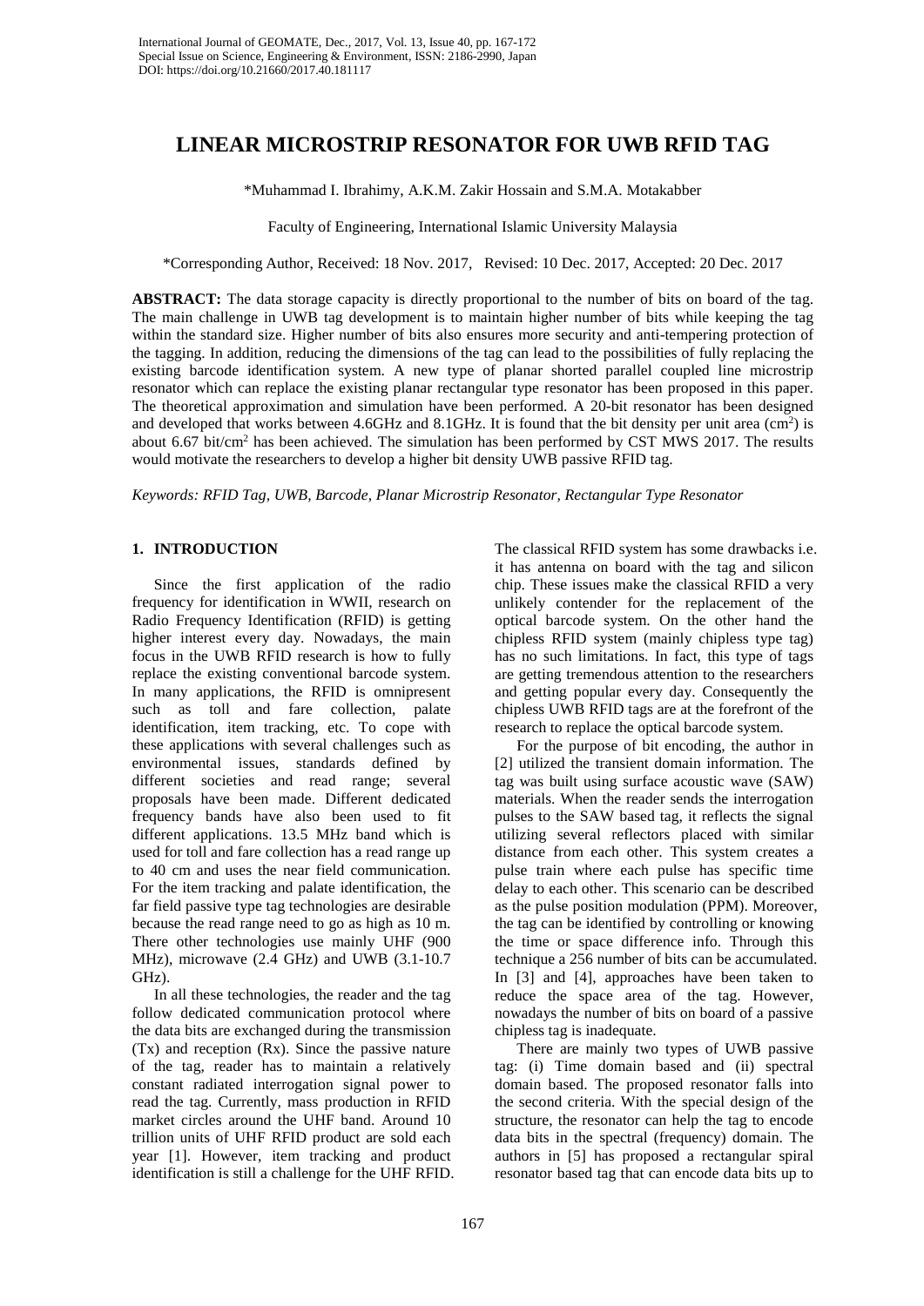# LINEAR MICROSTRIP RESONATOR FOR UWB RFID TAG

*Muhammad I. Ibrahimy, A.K.M. Zakir Hossain and S.M.A. Motakabber

Faculty of Engineering, International Islamic University Malaysia

*Corresponding Author, Received: 18 Nov. 2017, Revised: 10 Dec. 2017, Accepted: 20 Dec. 2017

**ABSTRACT:** The data storage capacity is directly proportional to the number of bits on board of the tag. The main challenge in UWB tag development is to maintain higher number of bits while keeping the tag within the standard size. Higher number of bits also ensures more security and anti-tempering protection of the tagging. In addition, reducing the dimensions of the tag can lead to the possibilities of fully replacing the existing barcode identification system. A new type of planar shorted parallel coupled line microstrip resonator which can replace the existing planar rectangular type resonator has been proposed in this paper. The theoretical approximation and simulation have been performed. A 20-bit resonator has been designed and developed that works between 4.6GHz and 8.1GHz. It is found that the bit density per unit area ($cm^2$) is about 6.67 bit/$cm^2$ has been achieved. The simulation has been performed by CST MWS 2017. The results would motivate the researchers to develop a higher bit density UWB passive RFID tag.

*Keywords: RFID Tag, UWB, Barcode, Planar Microstrip Resonator, Rectangular Type Resonator*

## 1. INTRODUCTION

Since the first application of the radio frequency for identification in WWII, research on Radio Frequency Identification (RFID) is getting higher interest every day. Nowadays, the main focus in the UWB RFID research is how to fully replace the existing conventional barcode system. In many applications, the RFID is omnipresent such as toll and fare collection, palate identification, item tracking, etc. To cope with these applications with several challenges such as environmental issues, standards defined by different societies and read range; several proposals have been made. Different dedicated frequency bands have also been used to fit different applications. 13.5 MHz band which is used for toll and fare collection has a read range up to 40 cm and uses the near field communication. For the item tracking and palate identification, the far field passive type tag technologies are desirable because the read range need to go as high as 10 m. There other technologies use mainly UHF (900 MHz), microwave (2.4 GHz) and UWB (3.1-10.7 GHz).

In all these technologies, the reader and the tag follow dedicated communication protocol where the data bits are exchanged during the transmission (Tx) and reception (Rx). Since the passive nature of the tag, reader has to maintain a relatively constant radiated interrogation signal power to read the tag. Currently, mass production in RFID market circles around the UHF band. Around 10 trillion units of UHF RFID product are sold each year [1]. However, item tracking and product identification is still a challenge for the UHF RFID. The classical RFID system has some drawbacks i.e. it has antenna on board with the tag and silicon chip. These issues make the classical RFID a very unlikely contender for the replacement of the optical barcode system. On the other hand the chipless RFID system (mainly chipless type tag) has no such limitations. In fact, this type of tags are getting tremendous attention to the researchers and getting popular every day. Consequently the chipless UWB RFID tags are at the forefront of the research to replace the optical barcode system.

For the purpose of bit encoding, the author in [2] utilized the transient domain information. The tag was built using surface acoustic wave (SAW) materials. When the reader sends the interrogation pulses to the SAW based tag, it reflects the signal utilizing several reflectors placed with similar distance from each other. This system creates a pulse train where each pulse has specific time delay to each other. This scenario can be described as the pulse position modulation (PPM). Moreover, the tag can be identified by controlling or knowing the time or space difference info. Through this technique a 256 number of bits can be accumulated. In [3] and [4], approaches have been taken to reduce the space area of the tag. However, nowadays the number of bits on board of a passive chipless tag is inadequate.

There are mainly two types of UWB passive tag: (i) Time domain based and (ii) spectral domain based. The proposed resonator falls into the second criteria. With the special design of the structure, the resonator can help the tag to encode data bits in the spectral (frequency) domain. The authors in [5] has proposed a rectangular spiral resonator based tag that can encode data bits up to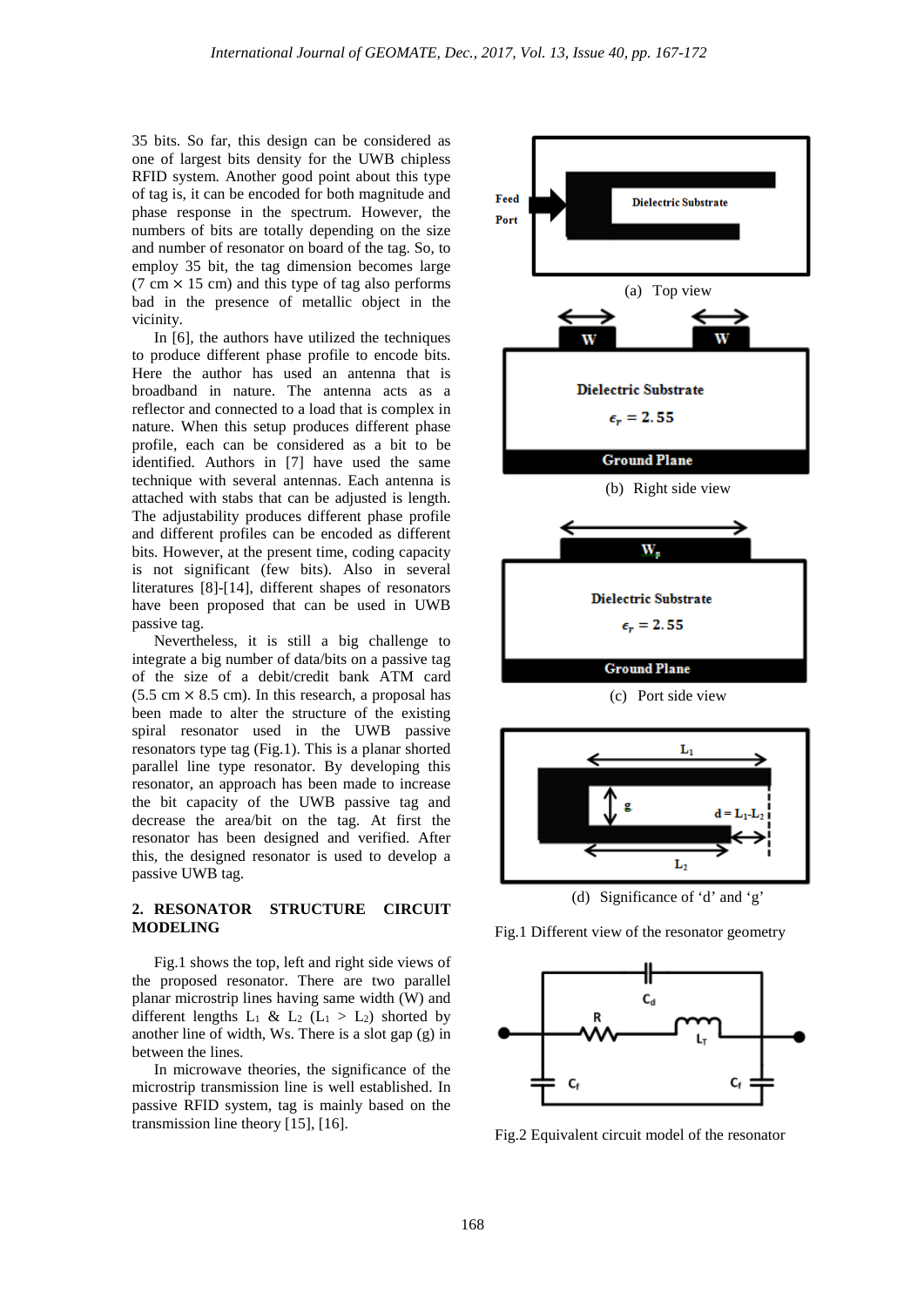35 bits. So far, this design can be considered as one of largest bits density for the UWB chipless RFID system. Another good point about this type of tag is, it can be encoded for both magnitude and phase response in the spectrum. However, the numbers of bits are totally depending on the size and number of resonator on board of the tag. So, to employ 35 bit, the tag dimension becomes large (7 cm × 15 cm) and this type of tag also performs bad in the presence of metallic object in the vicinity.

In [6], the authors have utilized the techniques to produce different phase profile to encode bits. Here the author has used an antenna that is broadband in nature. The antenna acts as a reflector and connected to a load that is complex in nature. When this setup produces different phase profile, each can be considered as a bit to be identified. Authors in [7] have used the same technique with several antennas. Each antenna is attached with stabs that can be adjusted is length. The adjustability produces different phase profile and different profiles can be encoded as different bits. However, at the present time, coding capacity is not significant (few bits). Also in several literatures [8]-[14], different shapes of resonators have been proposed that can be used in UWB passive tag.

Nevertheless, it is still a big challenge to integrate a big number of data/bits on a passive tag of the size of a debit/credit bank ATM card (5.5 cm × 8.5 cm). In this research, a proposal has been made to alter the structure of the existing spiral resonator used in the UWB passive resonators type tag (Fig.1). This is a planar shorted parallel line type resonator. By developing this resonator, an approach has been made to increase the bit capacity of the UWB passive tag and decrease the area/bit on the tag. At first the resonator has been designed and verified. After this, the designed resonator is used to develop a passive UWB tag.

## 2. RESONATOR STRUCTURE CIRCUIT MODELING

Fig.1 shows the top, left and right side views of the proposed resonator. There are two parallel planar microstrip lines having same width (W) and different lengths $L_1$ & $L_2$ ($L_1 > L_2$) shorted by another line of width, Ws. There is a slot gap (g) in between the lines.

In microwave theories, the significance of the microstrip transmission line is well established. In passive RFID system, tag is mainly based on the transmission line theory [15], [16].

(a) Top view

(b) Right side view

(c) Port side view

(d) Significance of 'd' and 'g'

Fig.1 Different view of the resonator geometry

Fig.2 Equivalent circuit model of the resonator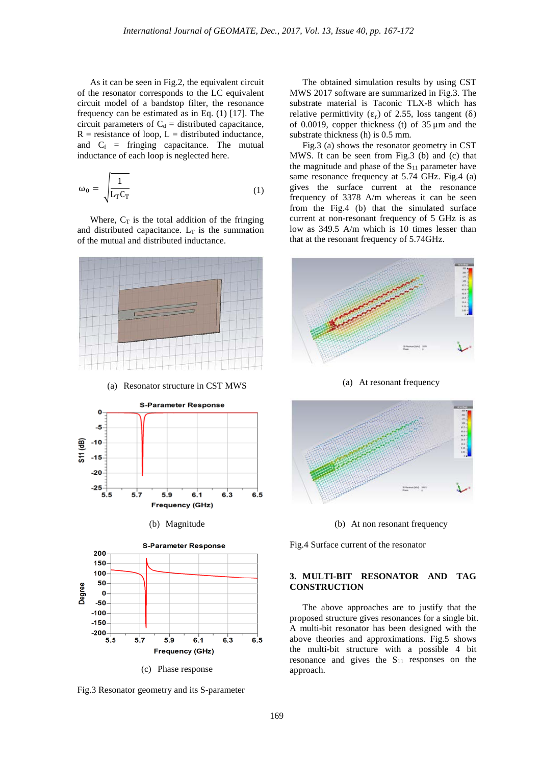As it can be seen in Fig.2, the equivalent circuit of the resonator corresponds to the LC equivalent circuit model of a bandstop filter, the resonance frequency can be estimated as in Eq. (1) [17]. The circuit parameters of $C_d$ = distributed capacitance, R = resistance of loop, L = distributed inductance, and $C_f$ = fringing capacitance. The mutual inductance of each loop is neglected here.

$$\omega_0 = \sqrt{\frac{1}{L_T C_T}} \tag{1}$$

Where, $C_T$ is the total addition of the fringing and distributed capacitance. $L_T$ is the summation of the mutual and distributed inductance.

(a) Resonator structure in CST MWS

(b) Magnitude

(c) Phase response

Fig.3 Resonator geometry and its S-parameter

The obtained simulation results by using CST MWS 2017 software are summarized in Fig.3. The substrate material is Taconic TLX-8 which has relative permittivity ($\varepsilon_r$) of 2.55, loss tangent ($\delta$) of 0.0019, copper thickness (t) of 35 µm and the substrate thickness (h) is 0.5 mm.

Fig.3 (a) shows the resonator geometry in CST MWS. It can be seen from Fig.3 (b) and (c) that the magnitude and phase of the $S_{11}$ parameter have same resonance frequency at 5.74 GHz. Fig.4 (a) gives the surface current at the resonance frequency of 3378 A/m whereas it can be seen from the Fig.4 (b) that the simulated surface current at non-resonant frequency of 5 GHz is as low as 349.5 A/m which is 10 times lesser than that at the resonant frequency of 5.74GHz.

(a) At resonant frequency

(b) At non resonant frequency

Fig.4 Surface current of the resonator

## 3. MULTI-BIT RESONATOR AND TAG CONSTRUCTION

The above approaches are to justify that the proposed structure gives resonances for a single bit. A multi-bit resonator has been designed with the above theories and approximations. Fig.5 shows the multi-bit structure with a possible 4 bit resonance and gives the $S_{11}$ responses on the approach.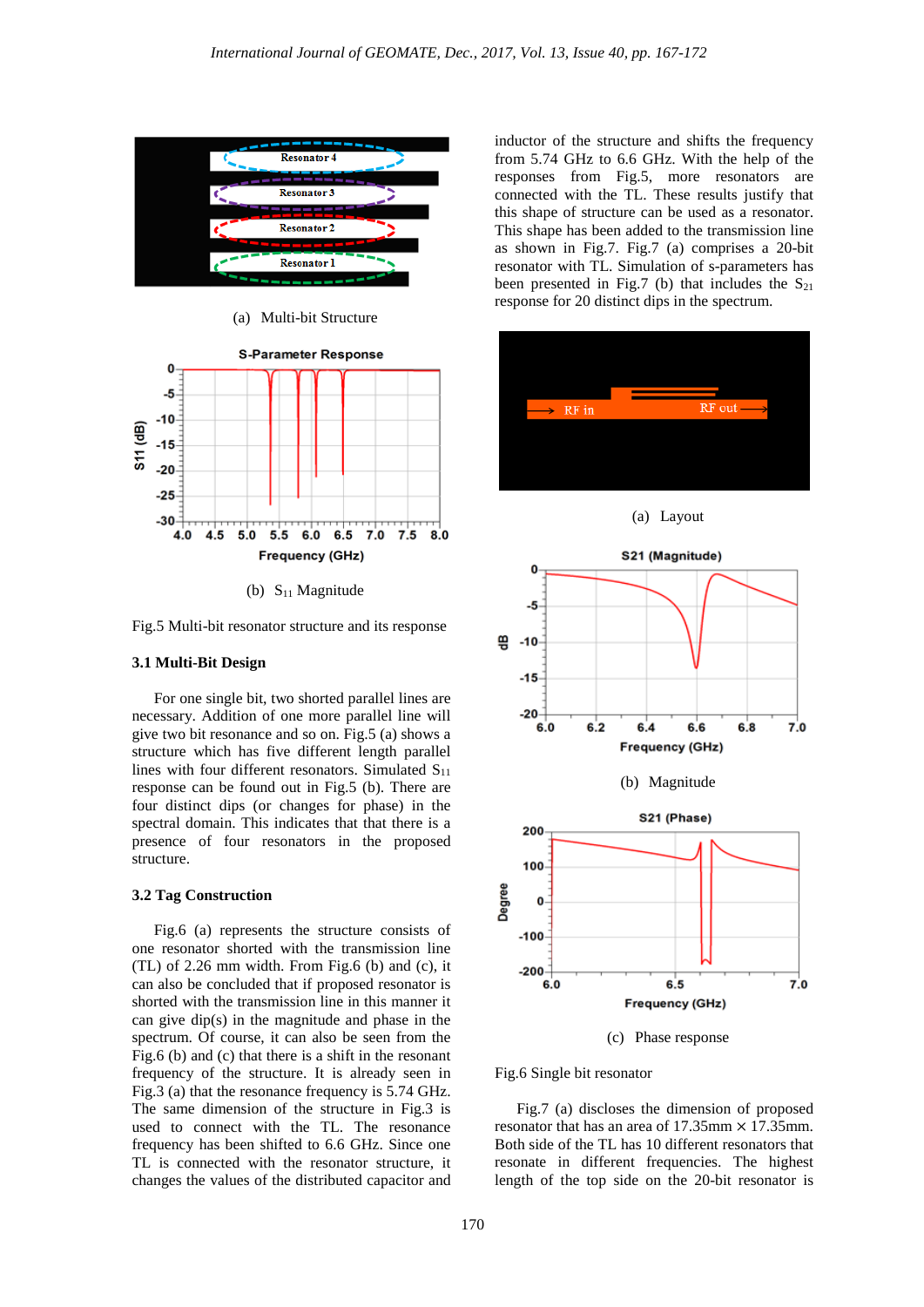(a) Multi-bit Structure

(b) $S_{11}$ Magnitude

Fig.5 Multi-bit resonator structure and its response

### 3.1 Multi-Bit Design

For one single bit, two shorted parallel lines are necessary. Addition of one more parallel line will give two bit resonance and so on. Fig.5 (a) shows a structure which has five different length parallel lines with four different resonators. Simulated $S_{11}$ response can be found out in Fig.5 (b). There are four distinct dips (or changes for phase) in the spectral domain. This indicates that that there is a presence of four resonators in the proposed structure.

### 3.2 Tag Construction

Fig.6 (a) represents the structure consists of one resonator shorted with the transmission line (TL) of 2.26 mm width. From Fig.6 (b) and (c), it can also be concluded that if proposed resonator is shorted with the transmission line in this manner it can give dip(s) in the magnitude and phase in the spectrum. Of course, it can also be seen from the Fig.6 (b) and (c) that there is a shift in the resonant frequency of the structure. It is already seen in Fig.3 (a) that the resonance frequency is 5.74 GHz. The same dimension of the structure in Fig.3 is used to connect with the TL. The resonance frequency has been shifted to 6.6 GHz. Since one TL is connected with the resonator structure, it changes the values of the distributed capacitor and inductor of the structure and shifts the frequency from 5.74 GHz to 6.6 GHz. With the help of the responses from Fig.5, more resonators are connected with the TL. These results justify that this shape of structure can be used as a resonator. This shape has been added to the transmission line as shown in Fig.7. Fig.7 (a) comprises a 20-bit resonator with TL. Simulation of s-parameters has been presented in Fig.7 (b) that includes the $S_{21}$ response for 20 distinct dips in the spectrum.

(a) Layout

(b) Magnitude

(c) Phase response

Fig.6 Single bit resonator

Fig.7 (a) discloses the dimension of proposed resonator that has an area of 17.35mm × 17.35mm. Both side of the TL has 10 different resonators that resonate in different frequencies. The highest length of the top side on the 20-bit resonator is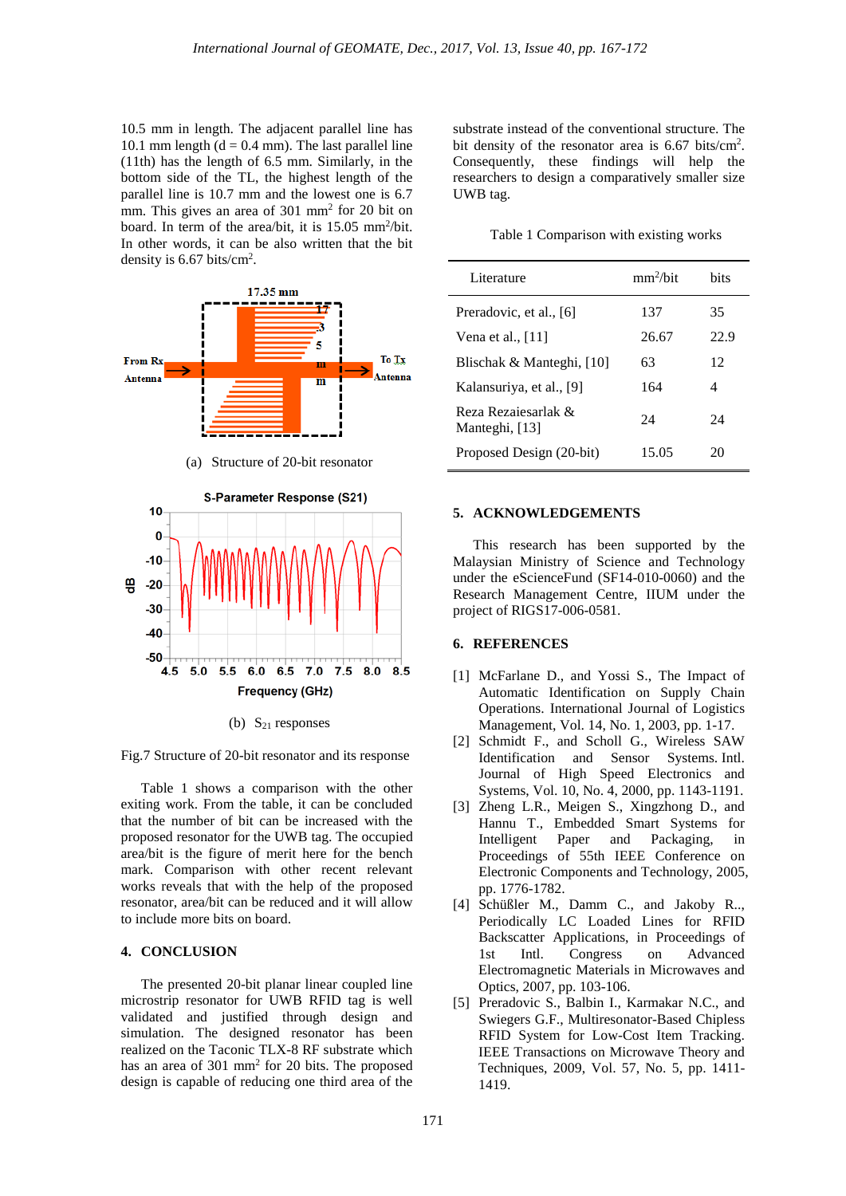10.5 mm in length. The adjacent parallel line has 10.1 mm length (d = 0.4 mm). The last parallel line (11th) has the length of 6.5 mm. Similarly, in the bottom side of the TL, the highest length of the parallel line is 10.7 mm and the lowest one is 6.7 mm. This gives an area of 301 mm$^2$ for 20 bit on board. In term of the area/bit, it is 15.05 mm$^2$/bit. In other words, it can be also written that the bit density is 6.67 bits/cm$^2$.

(a) Structure of 20-bit resonator

(b) $S_{21}$ responses

Fig.7 Structure of 20-bit resonator and its response

Table 1 shows a comparison with the other exiting work. From the table, it can be concluded that the number of bit can be increased with the proposed resonator for the UWB tag. The occupied area/bit is the figure of merit here for the bench mark. Comparison with other recent relevant works reveals that with the help of the proposed resonator, area/bit can be reduced and it will allow to include more bits on board.

## 4. CONCLUSION

The presented 20-bit planar linear coupled line microstrip resonator for UWB RFID tag is well validated and justified through design and simulation. The designed resonator has been realized on the Taconic TLX-8 RF substrate which has an area of 301 mm$^2$ for 20 bits. The proposed design is capable of reducing one third area of the substrate instead of the conventional structure. The bit density of the resonator area is 6.67 bits/cm$^2$. Consequently, these findings will help the researchers to design a comparatively smaller size UWB tag.

Table 1 Comparison with existing works

| Literature | mm$^2$/bit | bits |
|---|---|---|
| Preradovic, et al., [6] | 137 | 35 |
| Vena et al., [11] | 26.67 | 22.9 |
| Blischak & Manteghi, [10] | 63 | 12 |
| Kalansuriya, et al., [9] | 164 | 4 |
| Reza Rezaiesarlak & Manteghi, [13] | 24 | 24 |
| Proposed Design (20-bit) | 15.05 | 20 |

## 5. ACKNOWLEDGEMENTS

This research has been supported by the Malaysian Ministry of Science and Technology under the eScienceFund (SF14-010-0060) and the Research Management Centre, IIUM under the project of RIGS17-006-0581.

## 6. REFERENCES

[1] McFarlane D., and Yossi S., The Impact of Automatic Identification on Supply Chain Operations. International Journal of Logistics Management, Vol. 14, No. 1, 2003, pp. 1-17.

[2] Schmidt F., and Scholl G., Wireless SAW Identification and Sensor Systems. Intl. Journal of High Speed Electronics and Systems, Vol. 10, No. 4, 2000, pp. 1143-1191.

[3] Zheng L.R., Meigen S., Xingzhong D., and Hannu T., Embedded Smart Systems for Intelligent Paper and Packaging, in Proceedings of 55th IEEE Conference on Electronic Components and Technology, 2005, pp. 1776-1782.

[4] Schüßler M., Damm C., and Jakoby R.., Periodically LC Loaded Lines for RFID Backscatter Applications, in Proceedings of 1st Intl. Congress on Advanced Electromagnetic Materials in Microwaves and Optics, 2007, pp. 103-106.

[5] Preradovic S., Balbin I., Karmakar N.C., and Swiegers G.F., Multiresonator-Based Chipless RFID System for Low-Cost Item Tracking. IEEE Transactions on Microwave Theory and Techniques, 2009, Vol. 57, No. 5, pp. 1411-1419.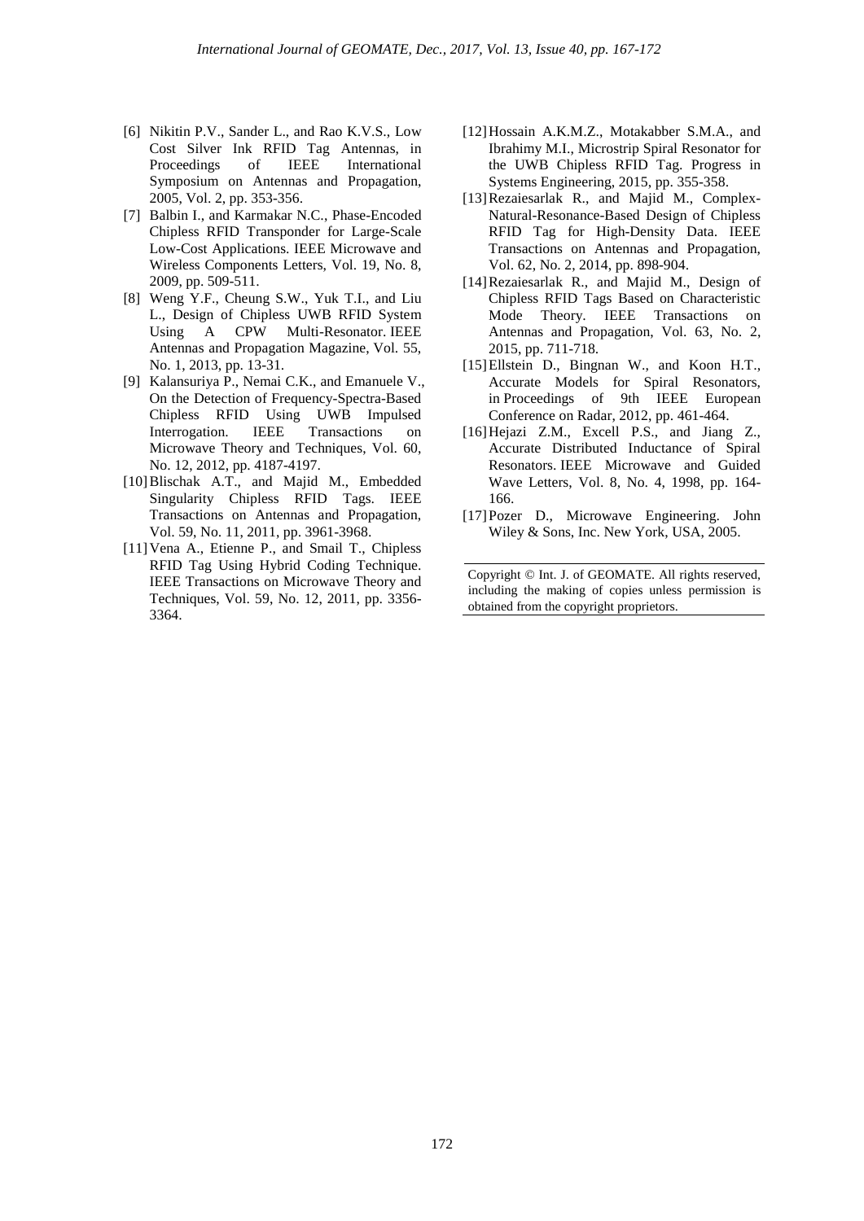[6] Nikitin P.V., Sander L., and Rao K.V.S., Low Cost Silver Ink RFID Tag Antennas, in Proceedings of IEEE International Symposium on Antennas and Propagation, 2005, Vol. 2, pp. 353-356.

[7] Balbin I., and Karmakar N.C., Phase-Encoded Chipless RFID Transponder for Large-Scale Low-Cost Applications. IEEE Microwave and Wireless Components Letters, Vol. 19, No. 8, 2009, pp. 509-511.

[8] Weng Y.F., Cheung S.W., Yuk T.I., and Liu L., Design of Chipless UWB RFID System Using A CPW Multi-Resonator. IEEE Antennas and Propagation Magazine, Vol. 55, No. 1, 2013, pp. 13-31.

[9] Kalansuriya P., Nemai C.K., and Emanuele V., On the Detection of Frequency-Spectra-Based Chipless RFID Using UWB Impulsed Interrogation. IEEE Transactions on Microwave Theory and Techniques, Vol. 60, No. 12, 2012, pp. 4187-4197.

[10] Blischak A.T., and Majid M., Embedded Singularity Chipless RFID Tags. IEEE Transactions on Antennas and Propagation, Vol. 59, No. 11, 2011, pp. 3961-3968.

[11] Vena A., Etienne P., and Smail T., Chipless RFID Tag Using Hybrid Coding Technique. IEEE Transactions on Microwave Theory and Techniques, Vol. 59, No. 12, 2011, pp. 3356-3364.

[12] Hossain A.K.M.Z., Motakabber S.M.A., and Ibrahimy M.I., Microstrip Spiral Resonator for the UWB Chipless RFID Tag. Progress in Systems Engineering, 2015, pp. 355-358.

[13] Rezaiesarlak R., and Majid M., Complex-Natural-Resonance-Based Design of Chipless RFID Tag for High-Density Data. IEEE Transactions on Antennas and Propagation, Vol. 62, No. 2, 2014, pp. 898-904.

[14] Rezaiesarlak R., and Majid M., Design of Chipless RFID Tags Based on Characteristic Mode Theory. IEEE Transactions on Antennas and Propagation, Vol. 63, No. 2, 2015, pp. 711-718.

[15] Ellstein D., Bingnan W., and Koon H.T., Accurate Models for Spiral Resonators, in Proceedings of 9th IEEE European Conference on Radar, 2012, pp. 461-464.

[16] Hejazi Z.M., Excell P.S., and Jiang Z., Accurate Distributed Inductance of Spiral Resonators. IEEE Microwave and Guided Wave Letters, Vol. 8, No. 4, 1998, pp. 164-166.

[17] Pozer D., Microwave Engineering. John Wiley & Sons, Inc. New York, USA, 2005.

---

Copyright © Int. J. of GEOMATE. All rights reserved, including the making of copies unless permission is obtained from the copyright proprietors.